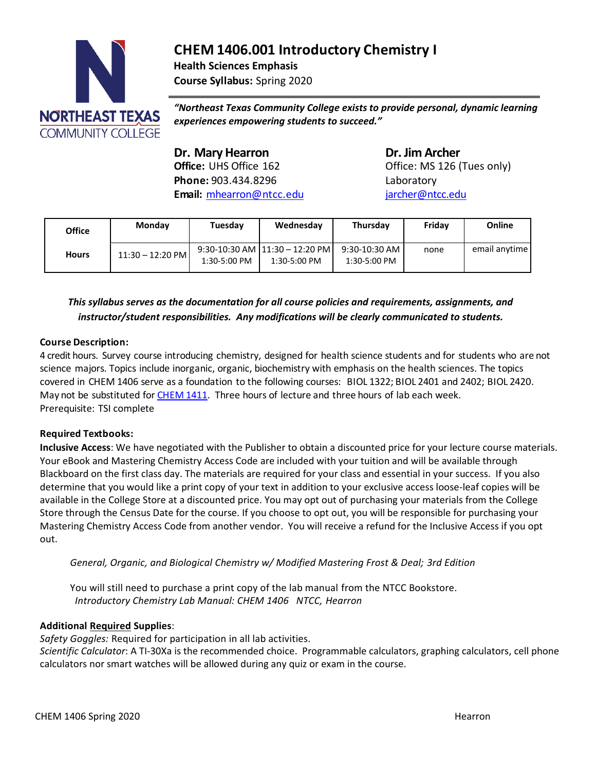# CHEM 1406.001 Introductory Chemistry I

**Health Sciences Emphasis**

**Course Syllabus:** Spring 2020

***"Northeast Texas Community College exists to provide personal, dynamic learning experiences empowering students to succeed."***

**Dr. Mary Hearron**
**Office:** UHS Office 162
**Phone:** 903.434.8296
**Email:** mhearron@ntcc.edu

**Dr. Jim Archer**
Office: MS 126 (Tues only)
Laboratory
jarcher@ntcc.edu

| **Office Hours** | **Monday** | **Tuesday** | **Wednesday** | **Thursday** | **Friday** | **Online** |
|---|---|---|---|---|---|---|
| | 11:30 – 12:20 PM | 9:30-10:30 AM<br>1:30-5:00 PM | 11:30 – 12:20 PM<br>1:30-5:00 PM | 9:30-10:30 AM<br>1:30-5:00 PM | none | email anytime |

***This syllabus serves as the documentation for all course policies and requirements, assignments, and instructor/student responsibilities. Any modifications will be clearly communicated to students.***

**Course Description:**
4 credit hours. Survey course introducing chemistry, designed for health science students and for students who are not science majors. Topics include inorganic, organic, biochemistry with emphasis on the health sciences. The topics covered in CHEM 1406 serve as a foundation to the following courses: BIOL 1322; BIOL 2401 and 2402; BIOL 2420. May not be substituted for CHEM 1411. Three hours of lecture and three hours of lab each week.
Prerequisite: TSI complete

**Required Textbooks:**
**Inclusive Access**: We have negotiated with the Publisher to obtain a discounted price for your lecture course materials. Your eBook and Mastering Chemistry Access Code are included with your tuition and will be available through Blackboard on the first class day. The materials are required for your class and essential in your success. If you also determine that you would like a print copy of your text in addition to your exclusive access loose-leaf copies will be available in the College Store at a discounted price. You may opt out of purchasing your materials from the College Store through the Census Date for the course. If you choose to opt out, you will be responsible for purchasing your Mastering Chemistry Access Code from another vendor. You will receive a refund for the Inclusive Access if you opt out.

*General, Organic, and Biological Chemistry w/ Modified Mastering Frost & Deal; 3rd Edition*

You will still need to purchase a print copy of the lab manual from the NTCC Bookstore.
*Introductory Chemistry Lab Manual: CHEM 1406 NTCC, Hearron*

**Additional Required Supplies**:
*Safety Goggles:* Required for participation in all lab activities.
*Scientific Calculator*: A TI-30Xa is the recommended choice. Programmable calculators, graphing calculators, cell phone calculators nor smart watches will be allowed during any quiz or exam in the course.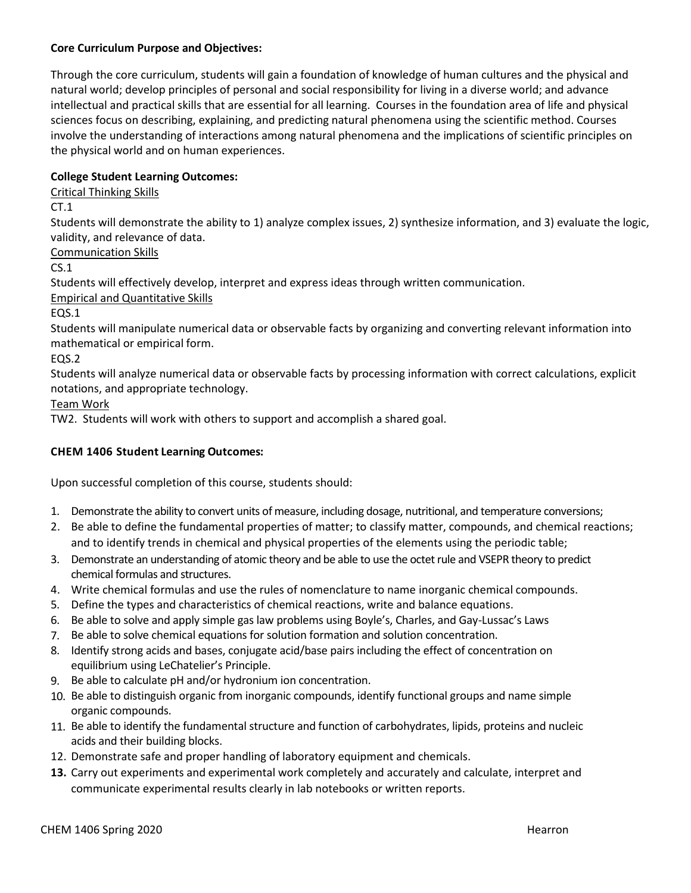**Core Curriculum Purpose and Objectives:**

Through the core curriculum, students will gain a foundation of knowledge of human cultures and the physical and natural world; develop principles of personal and social responsibility for living in a diverse world; and advance intellectual and practical skills that are essential for all learning. Courses in the foundation area of life and physical sciences focus on describing, explaining, and predicting natural phenomena using the scientific method. Courses involve the understanding of interactions among natural phenomena and the implications of scientific principles on the physical world and on human experiences.

**College Student Learning Outcomes:**

Critical Thinking Skills

CT.1

Students will demonstrate the ability to 1) analyze complex issues, 2) synthesize information, and 3) evaluate the logic, validity, and relevance of data.

Communication Skills

CS.1

Students will effectively develop, interpret and express ideas through written communication.

Empirical and Quantitative Skills

EQS.1

Students will manipulate numerical data or observable facts by organizing and converting relevant information into mathematical or empirical form.

EQS.2

Students will analyze numerical data or observable facts by processing information with correct calculations, explicit notations, and appropriate technology.

Team Work

TW2. Students will work with others to support and accomplish a shared goal.

**CHEM 1406 Student Learning Outcomes:**

Upon successful completion of this course, students should:

1. Demonstrate the ability to convert units of measure, including dosage, nutritional, and temperature conversions;
2. Be able to define the fundamental properties of matter; to classify matter, compounds, and chemical reactions; and to identify trends in chemical and physical properties of the elements using the periodic table;
3. Demonstrate an understanding of atomic theory and be able to use the octet rule and VSEPR theory to predict chemical formulas and structures.
4. Write chemical formulas and use the rules of nomenclature to name inorganic chemical compounds.
5. Define the types and characteristics of chemical reactions, write and balance equations.
6. Be able to solve and apply simple gas law problems using Boyle's, Charles, and Gay-Lussac's Laws
7. Be able to solve chemical equations for solution formation and solution concentration.
8. Identify strong acids and bases, conjugate acid/base pairs including the effect of concentration on equilibrium using LeChatelier's Principle.
9. Be able to calculate pH and/or hydronium ion concentration.
10. Be able to distinguish organic from inorganic compounds, identify functional groups and name simple organic compounds.
11. Be able to identify the fundamental structure and function of carbohydrates, lipids, proteins and nucleic acids and their building blocks.
12. Demonstrate safe and proper handling of laboratory equipment and chemicals.
13. Carry out experiments and experimental work completely and accurately and calculate, interpret and communicate experimental results clearly in lab notebooks or written reports.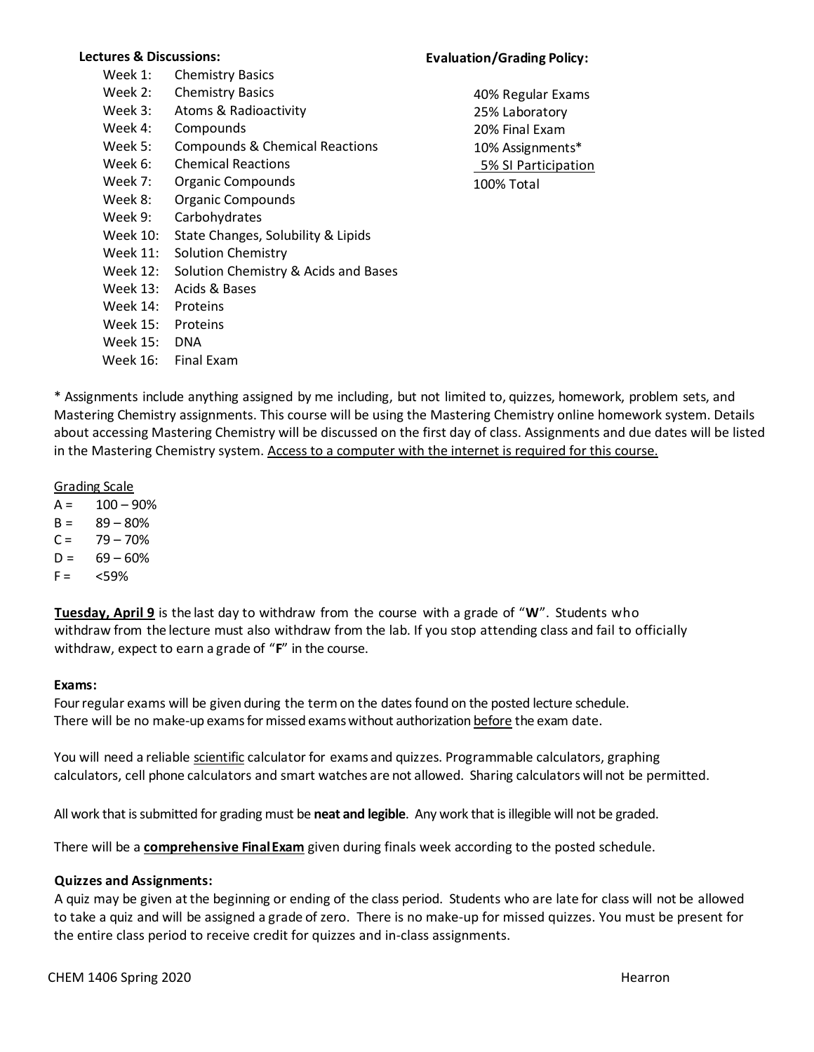**Lectures & Discussions:**

| | |
|---|---|
| Week 1: | Chemistry Basics |
| Week 2: | Chemistry Basics |
| Week 3: | Atoms & Radioactivity |
| Week 4: | Compounds |
| Week 5: | Compounds & Chemical Reactions |
| Week 6: | Chemical Reactions |
| Week 7: | Organic Compounds |
| Week 8: | Organic Compounds |
| Week 9: | Carbohydrates |
| Week 10: | State Changes, Solubility & Lipids |
| Week 11: | Solution Chemistry |
| Week 12: | Solution Chemistry & Acids and Bases |
| Week 13: | Acids & Bases |
| Week 14: | Proteins |
| Week 15: | Proteins |
| Week 15: | DNA |
| Week 16: | Final Exam |

**Evaluation/Grading Policy:**

40% Regular Exams
25% Laboratory
20% Final Exam
10% Assignments*
5% SI Participation
100% Total

* Assignments include anything assigned by me including, but not limited to, quizzes, homework, problem sets, and Mastering Chemistry assignments. This course will be using the Mastering Chemistry online homework system. Details about accessing Mastering Chemistry will be discussed on the first day of class. Assignments and due dates will be listed in the Mastering Chemistry system. Access to a computer with the internet is required for this course.

Grading Scale

| | |
|---|---|
| A = | 100 – 90% |
| B = | 89 – 80% |
| C = | 79 – 70% |
| D = | 69 – 60% |
| F = | <59% |

**Tuesday, April 9** is the last day to withdraw from the course with a grade of "**W**". Students who withdraw from the lecture must also withdraw from the lab. If you stop attending class and fail to officially withdraw, expect to earn a grade of "**F**" in the course.

**Exams:**

Four regular exams will be given during the term on the dates found on the posted lecture schedule. There will be no make-up exams for missed exams without authorization before the exam date.

You will need a reliable scientific calculator for exams and quizzes. Programmable calculators, graphing calculators, cell phone calculators and smart watches are not allowed. Sharing calculators will not be permitted.

All work that is submitted for grading must be **neat and legible**. Any work that is illegible will not be graded.

There will be a **comprehensive Final Exam** given during finals week according to the posted schedule.

**Quizzes and Assignments:**

A quiz may be given at the beginning or ending of the class period. Students who are late for class will not be allowed to take a quiz and will be assigned a grade of zero. There is no make-up for missed quizzes. You must be present for the entire class period to receive credit for quizzes and in-class assignments.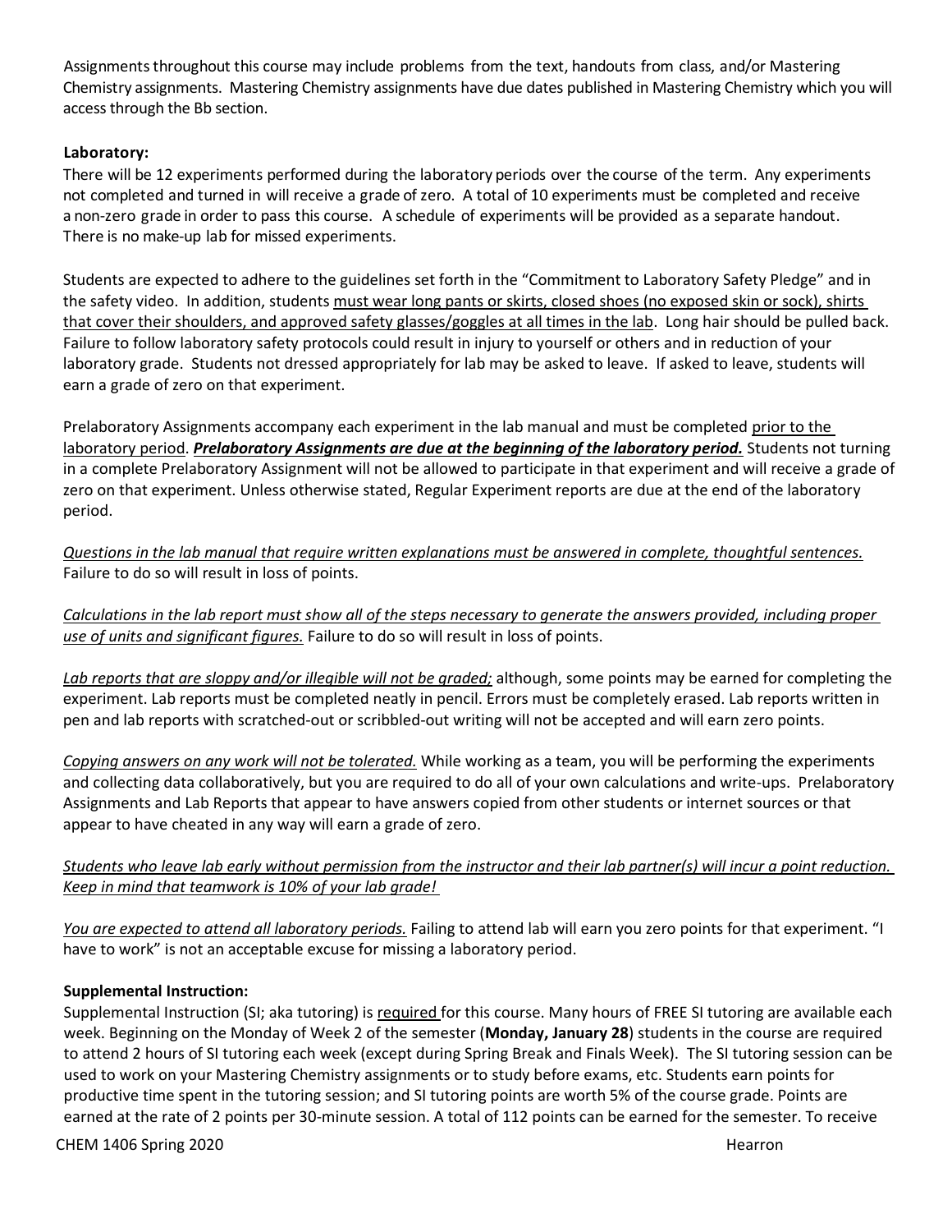Assignments throughout this course may include problems from the text, handouts from class, and/or Mastering Chemistry assignments. Mastering Chemistry assignments have due dates published in Mastering Chemistry which you will access through the Bb section.

**Laboratory:**

There will be 12 experiments performed during the laboratory periods over the course of the term. Any experiments not completed and turned in will receive a grade of zero. A total of 10 experiments must be completed and receive a non-zero grade in order to pass this course. A schedule of experiments will be provided as a separate handout. There is no make-up lab for missed experiments.

Students are expected to adhere to the guidelines set forth in the "Commitment to Laboratory Safety Pledge" and in the safety video. In addition, students must wear long pants or skirts, closed shoes (no exposed skin or sock), shirts that cover their shoulders, and approved safety glasses/goggles at all times in the lab. Long hair should be pulled back. Failure to follow laboratory safety protocols could result in injury to yourself or others and in reduction of your laboratory grade. Students not dressed appropriately for lab may be asked to leave. If asked to leave, students will earn a grade of zero on that experiment.

Prelaboratory Assignments accompany each experiment in the lab manual and must be completed prior to the laboratory period. ***Prelaboratory Assignments are due at the beginning of the laboratory period.*** Students not turning in a complete Prelaboratory Assignment will not be allowed to participate in that experiment and will receive a grade of zero on that experiment. Unless otherwise stated, Regular Experiment reports are due at the end of the laboratory period.

*Questions in the lab manual that require written explanations must be answered in complete, thoughtful sentences.* Failure to do so will result in loss of points.

*Calculations in the lab report must show all of the steps necessary to generate the answers provided, including proper use of units and significant figures.* Failure to do so will result in loss of points.

*Lab reports that are sloppy and/or illegible will not be graded;* although, some points may be earned for completing the experiment. Lab reports must be completed neatly in pencil. Errors must be completely erased. Lab reports written in pen and lab reports with scratched-out or scribbled-out writing will not be accepted and will earn zero points.

*Copying answers on any work will not be tolerated.* While working as a team, you will be performing the experiments and collecting data collaboratively, but you are required to do all of your own calculations and write-ups. Prelaboratory Assignments and Lab Reports that appear to have answers copied from other students or internet sources or that appear to have cheated in any way will earn a grade of zero.

*Students who leave lab early without permission from the instructor and their lab partner(s) will incur a point reduction. Keep in mind that teamwork is 10% of your lab grade!*

*You are expected to attend all laboratory periods.* Failing to attend lab will earn you zero points for that experiment. "I have to work" is not an acceptable excuse for missing a laboratory period.

**Supplemental Instruction:**

Supplemental Instruction (SI; aka tutoring) is required for this course. Many hours of FREE SI tutoring are available each week. Beginning on the Monday of Week 2 of the semester (**Monday, January 28**) students in the course are required to attend 2 hours of SI tutoring each week (except during Spring Break and Finals Week). The SI tutoring session can be used to work on your Mastering Chemistry assignments or to study before exams, etc. Students earn points for productive time spent in the tutoring session; and SI tutoring points are worth 5% of the course grade. Points are earned at the rate of 2 points per 30-minute session. A total of 112 points can be earned for the semester. To receive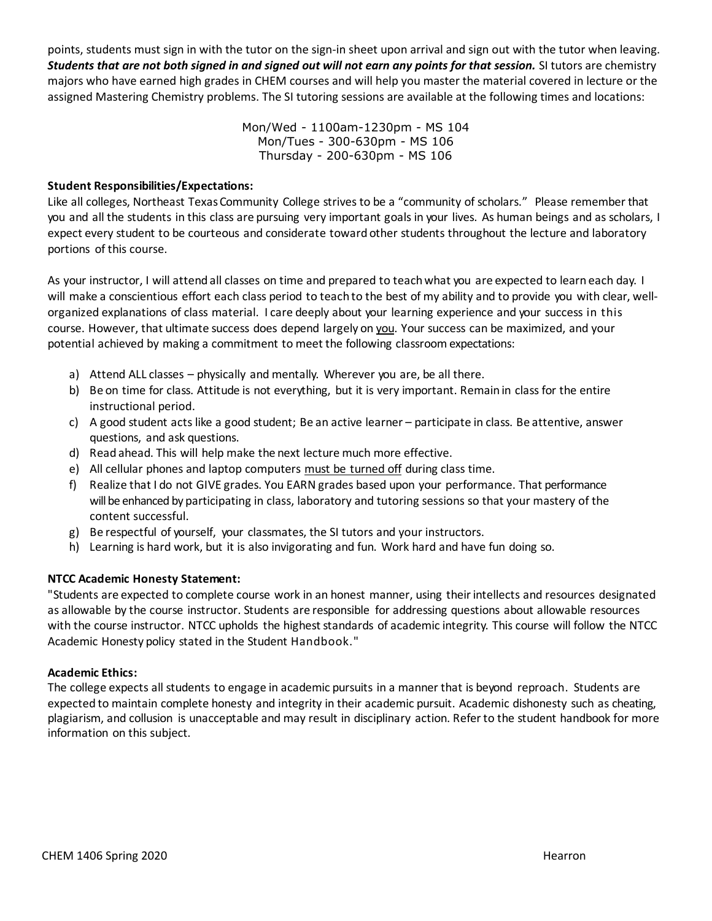points, students must sign in with the tutor on the sign-in sheet upon arrival and sign out with the tutor when leaving. ***Students that are not both signed in and signed out will not earn any points for that session.*** SI tutors are chemistry majors who have earned high grades in CHEM courses and will help you master the material covered in lecture or the assigned Mastering Chemistry problems. The SI tutoring sessions are available at the following times and locations:

Mon/Wed - 1100am-1230pm - MS 104
Mon/Tues - 300-630pm - MS 106
Thursday - 200-630pm - MS 106

**Student Responsibilities/Expectations:**

Like all colleges, Northeast Texas Community College strives to be a "community of scholars." Please remember that you and all the students in this class are pursuing very important goals in your lives. As human beings and as scholars, I expect every student to be courteous and considerate toward other students throughout the lecture and laboratory portions of this course.

As your instructor, I will attend all classes on time and prepared to teach what you are expected to learn each day. I will make a conscientious effort each class period to teach to the best of my ability and to provide you with clear, well-organized explanations of class material. I care deeply about your learning experience and your success in this course. However, that ultimate success does depend largely on <u>you</u>. Your success can be maximized, and your potential achieved by making a commitment to meet the following classroom expectations:

a) Attend ALL classes – physically and mentally. Wherever you are, be all there.
b) Be on time for class. Attitude is not everything, but it is very important. Remain in class for the entire instructional period.
c) A good student acts like a good student; Be an active learner – participate in class. Be attentive, answer questions, and ask questions.
d) Read ahead. This will help make the next lecture much more effective.
e) All cellular phones and laptop computers <u>must be turned off</u> during class time.
f) Realize that I do not GIVE grades. You EARN grades based upon your performance. That performance will be enhanced by participating in class, laboratory and tutoring sessions so that your mastery of the content successful.
g) Be respectful of yourself, your classmates, the SI tutors and your instructors.
h) Learning is hard work, but it is also invigorating and fun. Work hard and have fun doing so.

**NTCC Academic Honesty Statement:**

"Students are expected to complete course work in an honest manner, using their intellects and resources designated as allowable by the course instructor. Students are responsible for addressing questions about allowable resources with the course instructor. NTCC upholds the highest standards of academic integrity. This course will follow the NTCC Academic Honesty policy stated in the Student Handbook."

**Academic Ethics:**

The college expects all students to engage in academic pursuits in a manner that is beyond reproach. Students are expected to maintain complete honesty and integrity in their academic pursuit. Academic dishonesty such as cheating, plagiarism, and collusion is unacceptable and may result in disciplinary action. Refer to the student handbook for more information on this subject.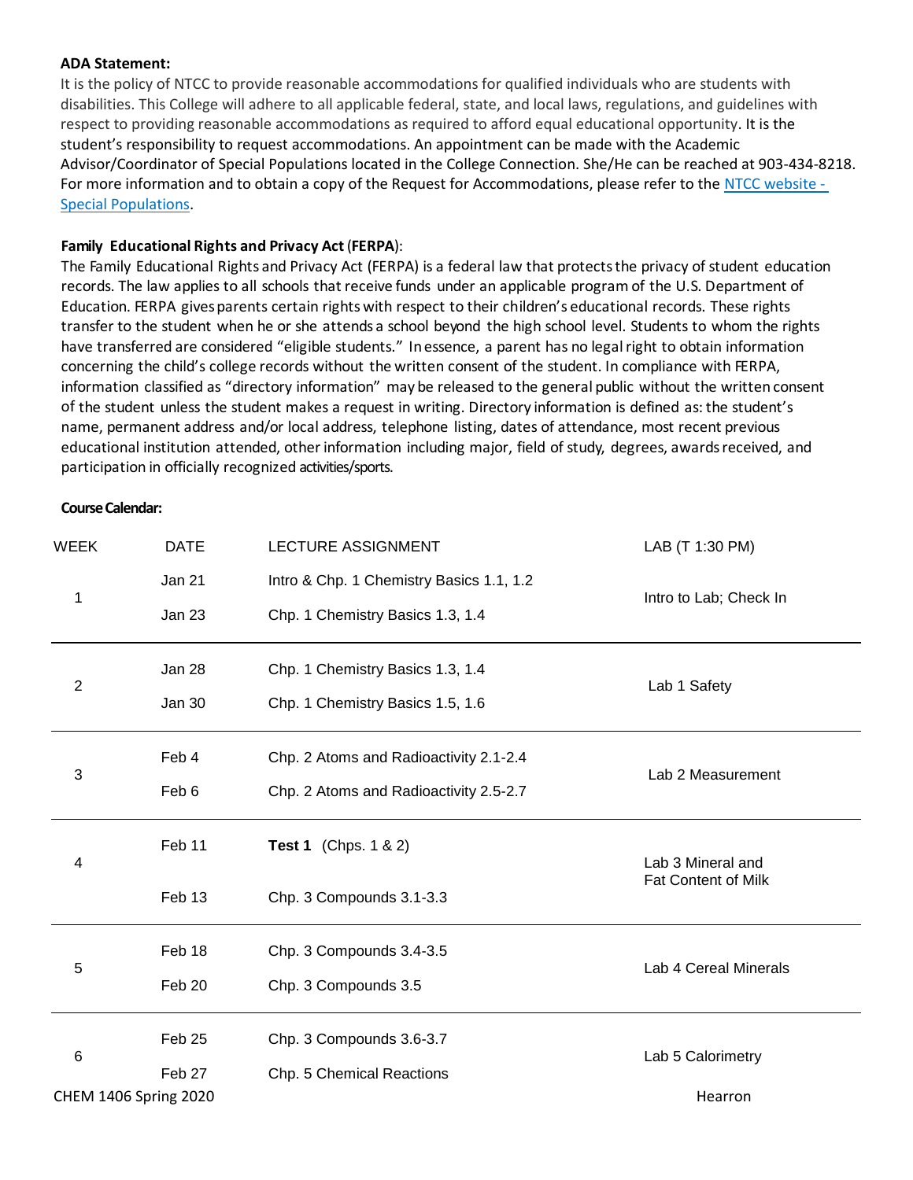**ADA Statement:**

It is the policy of NTCC to provide reasonable accommodations for qualified individuals who are students with disabilities. This College will adhere to all applicable federal, state, and local laws, regulations, and guidelines with respect to providing reasonable accommodations as required to afford equal educational opportunity. It is the student's responsibility to request accommodations. An appointment can be made with the Academic Advisor/Coordinator of Special Populations located in the College Connection. She/He can be reached at 903-434-8218. For more information and to obtain a copy of the Request for Accommodations, please refer to the [NTCC website - Special Populations](NTCC website - Special Populations).

**Family Educational Rights and Privacy Act (FERPA)**:

The Family Educational Rights and Privacy Act (FERPA) is a federal law that protects the privacy of student education records. The law applies to all schools that receive funds under an applicable program of the U.S. Department of Education. FERPA gives parents certain rights with respect to their children's educational records. These rights transfer to the student when he or she attends a school beyond the high school level. Students to whom the rights have transferred are considered "eligible students." In essence, a parent has no legal right to obtain information concerning the child's college records without the written consent of the student. In compliance with FERPA, information classified as "directory information" may be released to the general public without the written consent of the student unless the student makes a request in writing. Directory information is defined as: the student's name, permanent address and/or local address, telephone listing, dates of attendance, most recent previous educational institution attended, other information including major, field of study, degrees, awards received, and participation in officially recognized activities/sports.

**Course Calendar:**

| WEEK | DATE | LECTURE ASSIGNMENT | LAB (T 1:30 PM) |
|---|---|---|---|
| 1 | Jan 21 | Intro & Chp. 1 Chemistry Basics 1.1, 1.2 | Intro to Lab; Check In |
| | Jan 23 | Chp. 1 Chemistry Basics 1.3, 1.4 | |
| 2 | Jan 28 | Chp. 1 Chemistry Basics 1.3, 1.4 | Lab 1 Safety |
| | Jan 30 | Chp. 1 Chemistry Basics 1.5, 1.6 | |
| 3 | Feb 4 | Chp. 2 Atoms and Radioactivity 2.1-2.4 | Lab 2 Measurement |
| | Feb 6 | Chp. 2 Atoms and Radioactivity 2.5-2.7 | |
| 4 | Feb 11 | **Test 1** (Chps. 1 & 2) | Lab 3 Mineral and Fat Content of Milk |
| | Feb 13 | Chp. 3 Compounds 3.1-3.3 | |
| 5 | Feb 18 | Chp. 3 Compounds 3.4-3.5 | Lab 4 Cereal Minerals |
| | Feb 20 | Chp. 3 Compounds 3.5 | |
| 6 | Feb 25 | Chp. 3 Compounds 3.6-3.7 | Lab 5 Calorimetry |
| | Feb 27 | Chp. 5 Chemical Reactions | |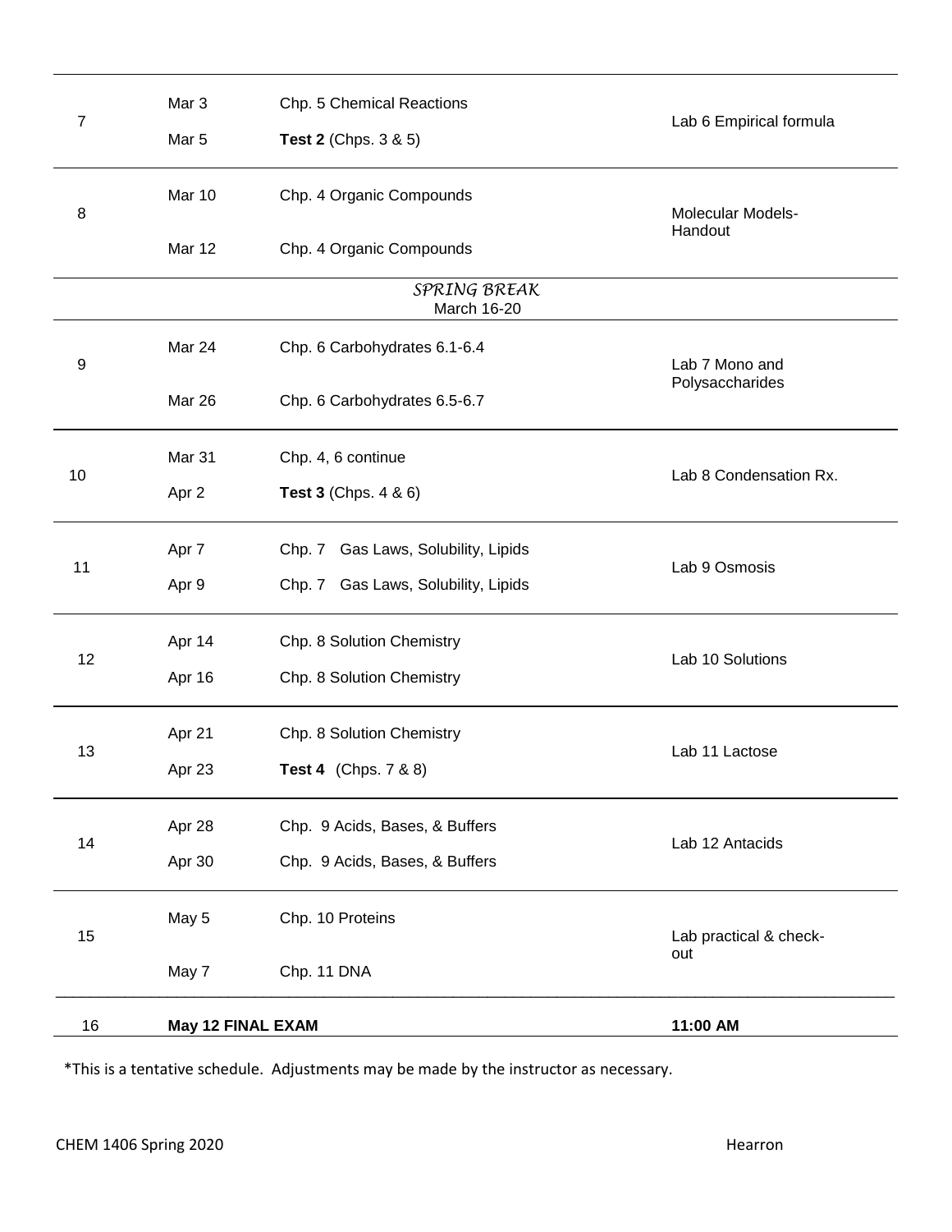| | | | |
|---|---|---|---|
| 7 | Mar 3 | Chp. 5 Chemical Reactions | Lab 6 Empirical formula |
| | Mar 5 | **Test 2** (Chps. 3 & 5) | |
| 8 | Mar 10 | Chp. 4 Organic Compounds | Molecular Models-Handout |
| | Mar 12 | Chp. 4 Organic Compounds | |
| | | *SPRING BREAK* March 16-20 | |
| 9 | Mar 24 | Chp. 6 Carbohydrates 6.1-6.4 | Lab 7 Mono and Polysaccharides |
| | Mar 26 | Chp. 6 Carbohydrates 6.5-6.7 | |
| 10 | Mar 31 | Chp. 4, 6 continue | Lab 8 Condensation Rx. |
| | Apr 2 | **Test 3** (Chps. 4 & 6) | |
| 11 | Apr 7 | Chp. 7 Gas Laws, Solubility, Lipids | Lab 9 Osmosis |
| | Apr 9 | Chp. 7 Gas Laws, Solubility, Lipids | |
| 12 | Apr 14 | Chp. 8 Solution Chemistry | Lab 10 Solutions |
| | Apr 16 | Chp. 8 Solution Chemistry | |
| 13 | Apr 21 | Chp. 8 Solution Chemistry | Lab 11 Lactose |
| | Apr 23 | **Test 4** (Chps. 7 & 8) | |
| 14 | Apr 28 | Chp. 9 Acids, Bases, & Buffers | Lab 12 Antacids |
| | Apr 30 | Chp. 9 Acids, Bases, & Buffers | |
| 15 | May 5 | Chp. 10 Proteins | Lab practical & check-out |
| | May 7 | Chp. 11 DNA | |
| 16 | **May 12 FINAL EXAM** | | **11:00 AM** |

*This is a tentative schedule. Adjustments may be made by the instructor as necessary.